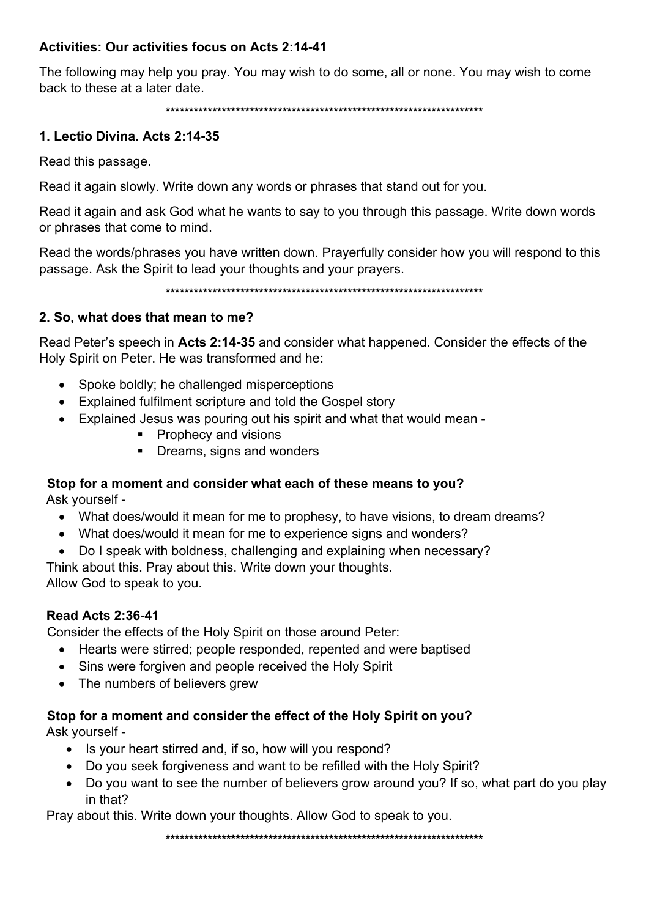**Activities: Our activities focus on Acts 2:14-41**

The following may help you pray. You may wish to do some, all or none. You may wish to come back to these at a later date.

**********************************************************************

**1. Lectio Divina. Acts 2:14-35**

Read this passage.

Read it again slowly. Write down any words or phrases that stand out for you.

Read it again and ask God what he wants to say to you through this passage. Write down words or phrases that come to mind.

Read the words/phrases you have written down. Prayerfully consider how you will respond to this passage. Ask the Spirit to lead your thoughts and your prayers.

**********************************************************************

**2. So, what does that mean to me?**

Read Peter's speech in **Acts 2:14-35** and consider what happened. Consider the effects of the Holy Spirit on Peter. He was transformed and he:

- Spoke boldly; he challenged misperceptions
- Explained fulfilment scripture and told the Gospel story
- Explained Jesus was pouring out his spirit and what that would mean -
  - Prophecy and visions
  - Dreams, signs and wonders

**Stop for a moment and consider what each of these means to you?**

Ask yourself -

- What does/would it mean for me to prophesy, to have visions, to dream dreams?
- What does/would it mean for me to experience signs and wonders?
- Do I speak with boldness, challenging and explaining when necessary?

Think about this. Pray about this. Write down your thoughts.
Allow God to speak to you.

**Read Acts 2:36-41**

Consider the effects of the Holy Spirit on those around Peter:

- Hearts were stirred; people responded, repented and were baptised
- Sins were forgiven and people received the Holy Spirit
- The numbers of believers grew

**Stop for a moment and consider the effect of the Holy Spirit on you?**

Ask yourself -

- Is your heart stirred and, if so, how will you respond?
- Do you seek forgiveness and want to be refilled with the Holy Spirit?
- Do you want to see the number of believers grow around you? If so, what part do you play in that?

Pray about this. Write down your thoughts. Allow God to speak to you.

**********************************************************************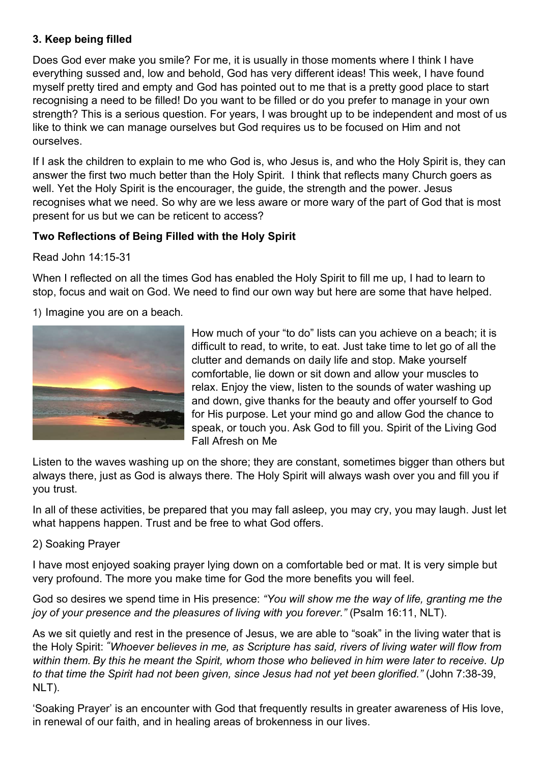### 3. Keep being filled

Does God ever make you smile? For me, it is usually in those moments where I think I have everything sussed and, low and behold, God has very different ideas! This week, I have found myself pretty tired and empty and God has pointed out to me that is a pretty good place to start recognising a need to be filled! Do you want to be filled or do you prefer to manage in your own strength? This is a serious question. For years, I was brought up to be independent and most of us like to think we can manage ourselves but God requires us to be focused on Him and not ourselves.

If I ask the children to explain to me who God is, who Jesus is, and who the Holy Spirit is, they can answer the first two much better than the Holy Spirit. I think that reflects many Church goers as well. Yet the Holy Spirit is the encourager, the guide, the strength and the power. Jesus recognises what we need. So why are we less aware or more wary of the part of God that is most present for us but we can be reticent to access?

**Two Reflections of Being Filled with the Holy Spirit**

Read John 14:15-31

When I reflected on all the times God has enabled the Holy Spirit to fill me up, I had to learn to stop, focus and wait on God. We need to find our own way but here are some that have helped.

1) Imagine you are on a beach.

How much of your "to do" lists can you achieve on a beach; it is difficult to read, to write, to eat. Just take time to let go of all the clutter and demands on daily life and stop. Make yourself comfortable, lie down or sit down and allow your muscles to relax. Enjoy the view, listen to the sounds of water washing up and down, give thanks for the beauty and offer yourself to God for His purpose. Let your mind go and allow God the chance to speak, or touch you. Ask God to fill you. Spirit of the Living God Fall Afresh on Me

Listen to the waves washing up on the shore; they are constant, sometimes bigger than others but always there, just as God is always there. The Holy Spirit will always wash over you and fill you if you trust.

In all of these activities, be prepared that you may fall asleep, you may cry, you may laugh. Just let what happens happen. Trust and be free to what God offers.

2) Soaking Prayer

I have most enjoyed soaking prayer lying down on a comfortable bed or mat. It is very simple but very profound. The more you make time for God the more benefits you will feel.

God so desires we spend time in His presence: *"You will show me the way of life, granting me the joy of your presence and the pleasures of living with you forever."* (Psalm 16:11, NLT).

As we sit quietly and rest in the presence of Jesus, we are able to "soak" in the living water that is the Holy Spirit: *"Whoever believes in me, as Scripture has said, rivers of living water will flow from within them. By this he meant the Spirit, whom those who believed in him were later to receive. Up to that time the Spirit had not been given, since Jesus had not yet been glorified."* (John 7:38-39, NLT).

'Soaking Prayer' is an encounter with God that frequently results in greater awareness of His love, in renewal of our faith, and in healing areas of brokenness in our lives.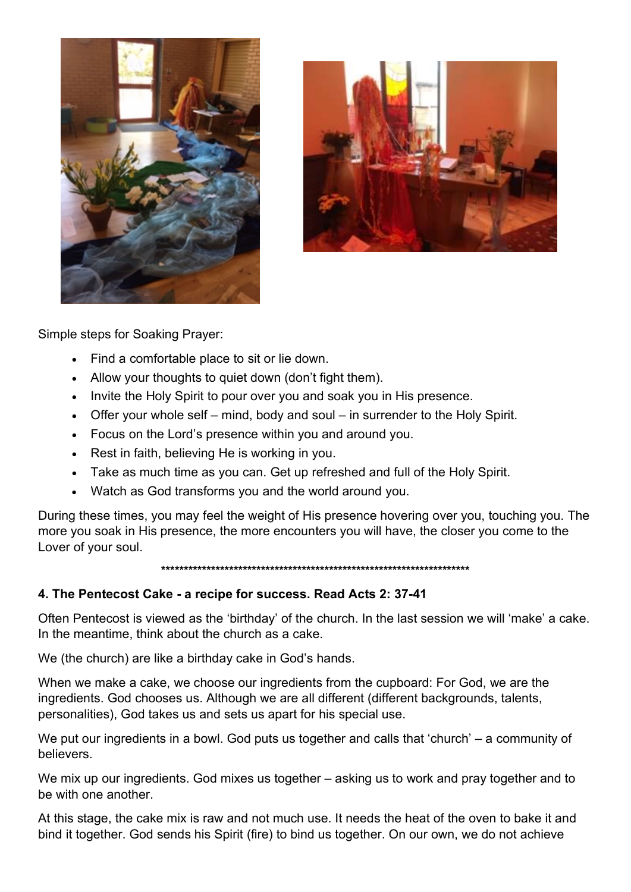Simple steps for Soaking Prayer:

- Find a comfortable place to sit or lie down.
- Allow your thoughts to quiet down (don't fight them).
- Invite the Holy Spirit to pour over you and soak you in His presence.
- Offer your whole self – mind, body and soul – in surrender to the Holy Spirit.
- Focus on the Lord's presence within you and around you.
- Rest in faith, believing He is working in you.
- Take as much time as you can. Get up refreshed and full of the Holy Spirit.
- Watch as God transforms you and the world around you.

During these times, you may feel the weight of His presence hovering over you, touching you. The more you soak in His presence, the more encounters you will have, the closer you come to the Lover of your soul.

\*\*\*\*\*\*\*\*\*\*\*\*\*\*\*\*\*\*\*\*\*\*\*\*\*\*\*\*\*\*\*\*\*\*\*\*\*\*\*\*\*\*\*\*\*\*\*\*\*\*\*\*\*\*\*\*\*\*\*\*\*\*\*\*\*\*\*\*\*\*\*\*\*\*\*\*\*\*

**4. The Pentecost Cake - a recipe for success. Read Acts 2: 37-41**

Often Pentecost is viewed as the 'birthday' of the church. In the last session we will 'make' a cake. In the meantime, think about the church as a cake.

We (the church) are like a birthday cake in God's hands.

When we make a cake, we choose our ingredients from the cupboard: For God, we are the ingredients. God chooses us. Although we are all different (different backgrounds, talents, personalities), God takes us and sets us apart for his special use.

We put our ingredients in a bowl. God puts us together and calls that 'church' – a community of believers.

We mix up our ingredients. God mixes us together – asking us to work and pray together and to be with one another.

At this stage, the cake mix is raw and not much use. It needs the heat of the oven to bake it and bind it together. God sends his Spirit (fire) to bind us together. On our own, we do not achieve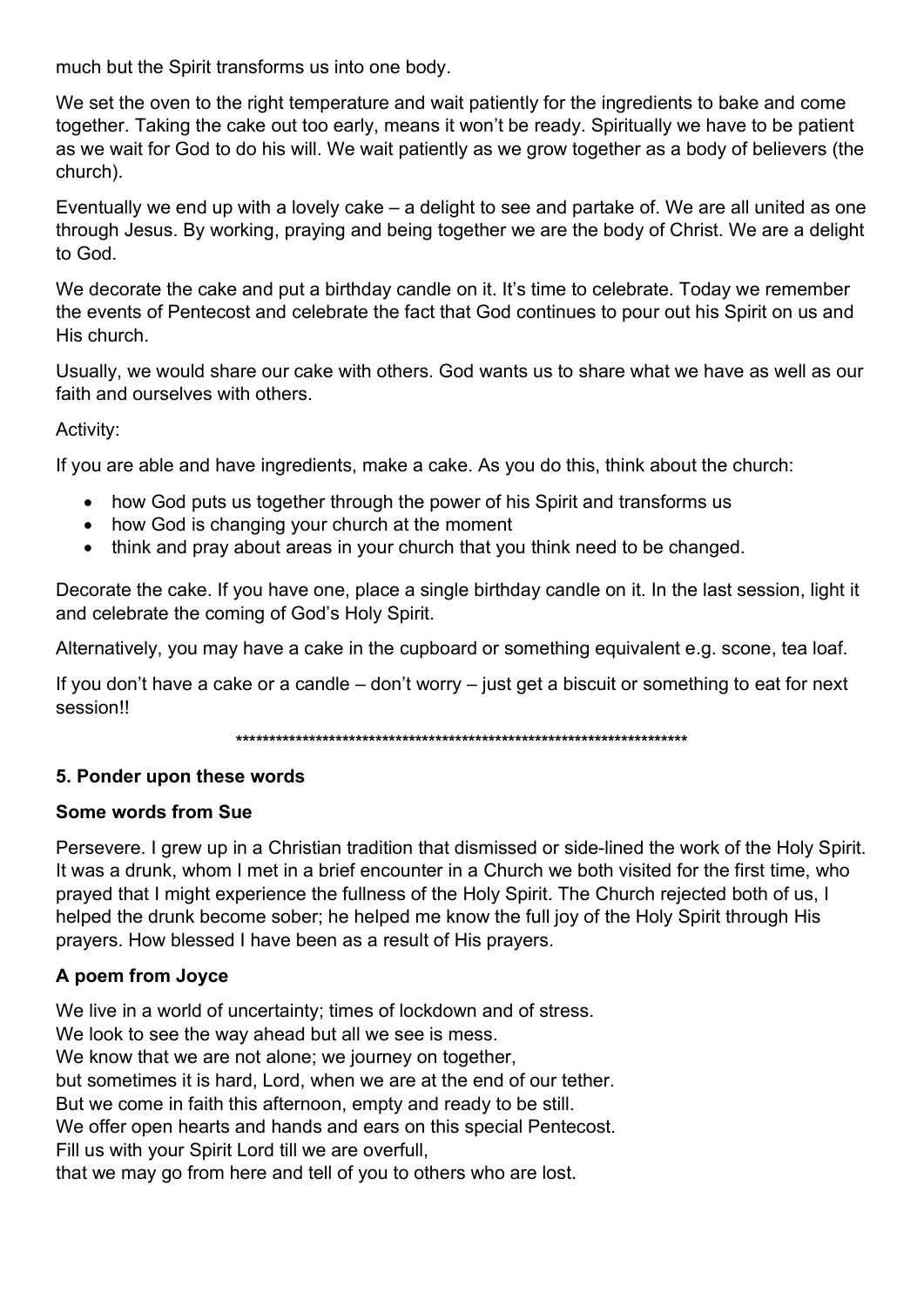much but the Spirit transforms us into one body.

We set the oven to the right temperature and wait patiently for the ingredients to bake and come together. Taking the cake out too early, means it won't be ready. Spiritually we have to be patient as we wait for God to do his will. We wait patiently as we grow together as a body of believers (the church).

Eventually we end up with a lovely cake – a delight to see and partake of. We are all united as one through Jesus. By working, praying and being together we are the body of Christ. We are a delight to God.

We decorate the cake and put a birthday candle on it. It's time to celebrate. Today we remember the events of Pentecost and celebrate the fact that God continues to pour out his Spirit on us and His church.

Usually, we would share our cake with others. God wants us to share what we have as well as our faith and ourselves with others.

Activity:

If you are able and have ingredients, make a cake. As you do this, think about the church:

- how God puts us together through the power of his Spirit and transforms us
- how God is changing your church at the moment
- think and pray about areas in your church that you think need to be changed.

Decorate the cake. If you have one, place a single birthday candle on it. In the last session, light it and celebrate the coming of God's Holy Spirit.

Alternatively, you may have a cake in the cupboard or something equivalent e.g. scone, tea loaf.

If you don't have a cake or a candle – don't worry – just get a biscuit or something to eat for next session!!

**********************************************************************

### 5. Ponder upon these words

**Some words from Sue**

Persevere. I grew up in a Christian tradition that dismissed or side-lined the work of the Holy Spirit. It was a drunk, whom I met in a brief encounter in a Church we both visited for the first time, who prayed that I might experience the fullness of the Holy Spirit. The Church rejected both of us, I helped the drunk become sober; he helped me know the full joy of the Holy Spirit through His prayers. How blessed I have been as a result of His prayers.

**A poem from Joyce**

We live in a world of uncertainty; times of lockdown and of stress.
We look to see the way ahead but all we see is mess.
We know that we are not alone; we journey on together,
but sometimes it is hard, Lord, when we are at the end of our tether.
But we come in faith this afternoon, empty and ready to be still.
We offer open hearts and hands and ears on this special Pentecost.
Fill us with your Spirit Lord till we are overfull,
that we may go from here and tell of you to others who are lost.